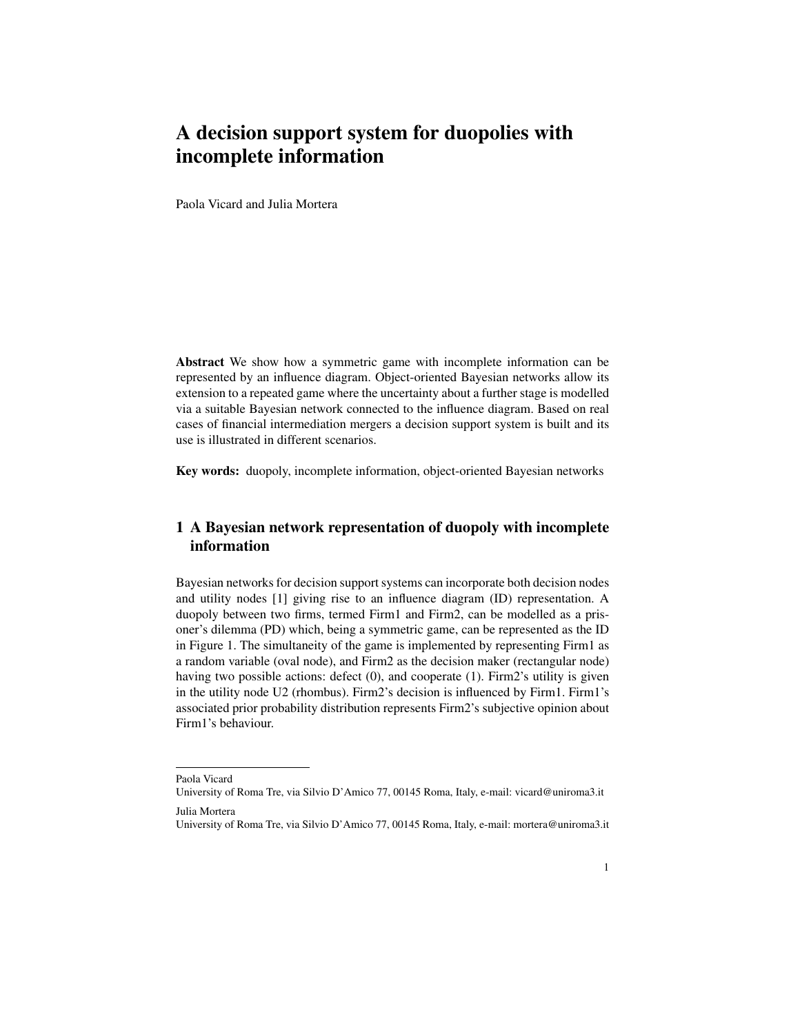# A decision support system for duopolies with incomplete information

Paola Vicard and Julia Mortera

**Abstract** We show how a symmetric game with incomplete information can be represented by an influence diagram. Object-oriented Bayesian networks allow its extension to a repeated game where the uncertainty about a further stage is modelled via a suitable Bayesian network connected to the influence diagram. Based on real cases of financial intermediation mergers a decision support system is built and its use is illustrated in different scenarios.

**Key words:** duopoly, incomplete information, object-oriented Bayesian networks

## 1 A Bayesian network representation of duopoly with incomplete information

Bayesian networks for decision support systems can incorporate both decision nodes and utility nodes [1] giving rise to an influence diagram (ID) representation. A duopoly between two firms, termed Firm1 and Firm2, can be modelled as a prisoner's dilemma (PD) which, being a symmetric game, can be represented as the ID in Figure 1. The simultaneity of the game is implemented by representing Firm1 as a random variable (oval node), and Firm2 as the decision maker (rectangular node) having two possible actions: defect (0), and cooperate (1). Firm2's utility is given in the utility node U2 (rhombus). Firm2's decision is influenced by Firm1. Firm1's associated prior probability distribution represents Firm2's subjective opinion about Firm1's behaviour.

---

Paola Vicard
University of Roma Tre, via Silvio D'Amico 77, 00145 Roma, Italy, e-mail: vicard@uniroma3.it

Julia Mortera
University of Roma Tre, via Silvio D'Amico 77, 00145 Roma, Italy, e-mail: mortera@uniroma3.it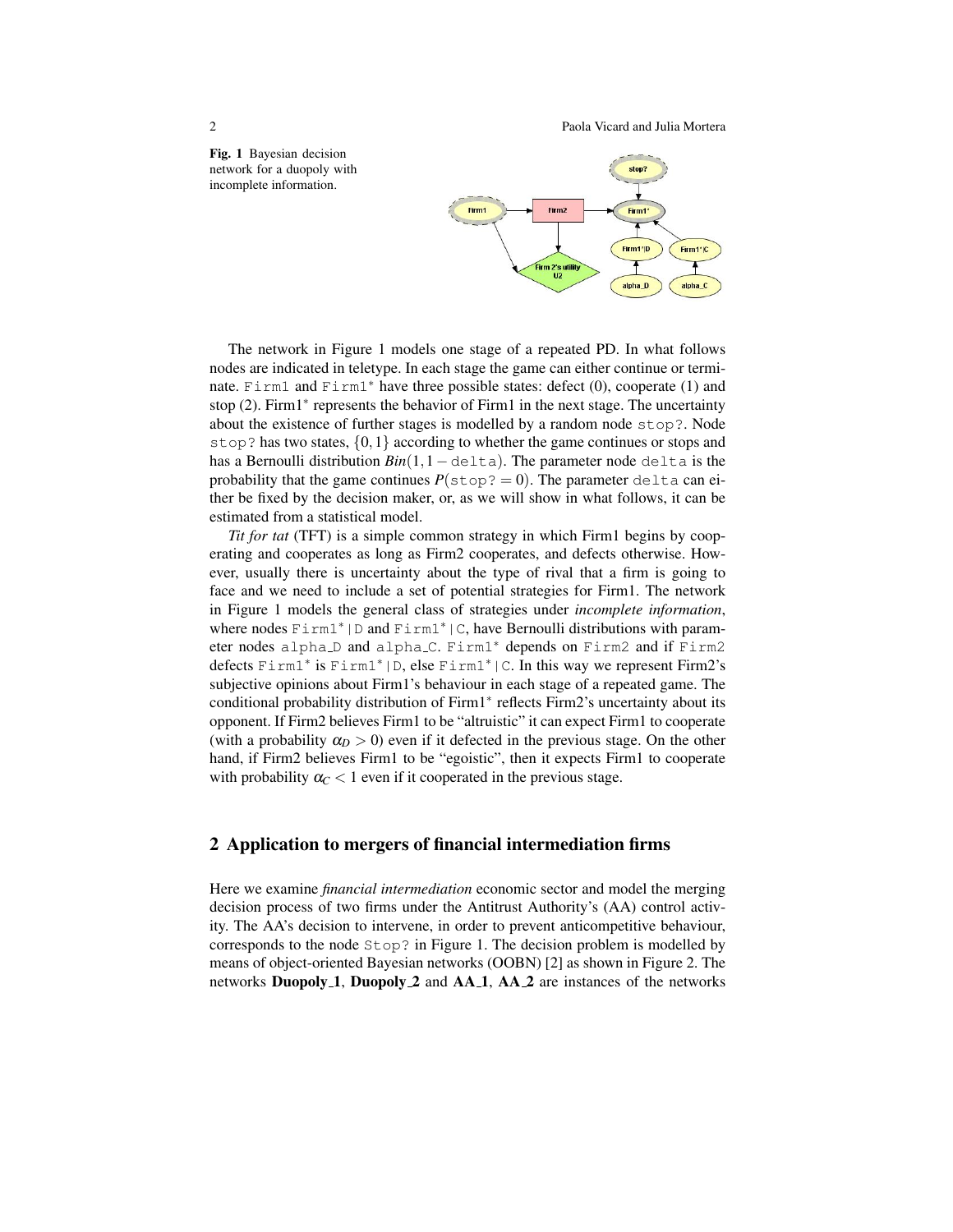**Fig. 1** Bayesian decision network for a duopoly with incomplete information.

The network in Figure 1 models one stage of a repeated PD. In what follows nodes are indicated in teletype. In each stage the game can either continue or terminate. `Firm1` and `Firm1*` have three possible states: defect (0), cooperate (1) and stop (2). Firm1* represents the behavior of Firm1 in the next stage. The uncertainty about the existence of further stages is modelled by a random node `stop?`. Node `stop?` has two states, $\{0,1\}$ according to whether the game continues or stops and has a Bernoulli distribution $Bin(1, 1-\texttt{delta})$. The parameter node `delta` is the probability that the game continues $P(\texttt{stop?} = 0)$. The parameter `delta` can either be fixed by the decision maker, or, as we will show in what follows, it can be estimated from a statistical model.

*Tit for tat* (TFT) is a simple common strategy in which Firm1 begins by cooperating and cooperates as long as Firm2 cooperates, and defects otherwise. However, usually there is uncertainty about the type of rival that a firm is going to face and we need to include a set of potential strategies for Firm1. The network in Figure 1 models the general class of strategies under *incomplete information*, where nodes `Firm1*|D` and `Firm1*|C`, have Bernoulli distributions with parameter nodes `alpha_D` and `alpha_C`. `Firm1*` depends on `Firm2` and if `Firm2` defects `Firm1*` is `Firm1*|D`, else `Firm1*|C`. In this way we represent Firm2's subjective opinions about Firm1's behaviour in each stage of a repeated game. The conditional probability distribution of Firm1* reflects Firm2's uncertainty about its opponent. If Firm2 believes Firm1 to be "altruistic" it can expect Firm1 to cooperate (with a probability $\alpha_D > 0$) even if it defected in the previous stage. On the other hand, if Firm2 believes Firm1 to be "egoistic", then it expects Firm1 to cooperate with probability $\alpha_C < 1$ even if it cooperated in the previous stage.

## 2 Application to mergers of financial intermediation firms

Here we examine *financial intermediation* economic sector and model the merging decision process of two firms under the Antitrust Authority's (AA) control activity. The AA's decision to intervene, in order to prevent anticompetitive behaviour, corresponds to the node `Stop?` in Figure 1. The decision problem is modelled by means of object-oriented Bayesian networks (OOBN) [2] as shown in Figure 2. The networks **Duopoly_1**, **Duopoly_2** and **AA_1**, **AA_2** are instances of the networks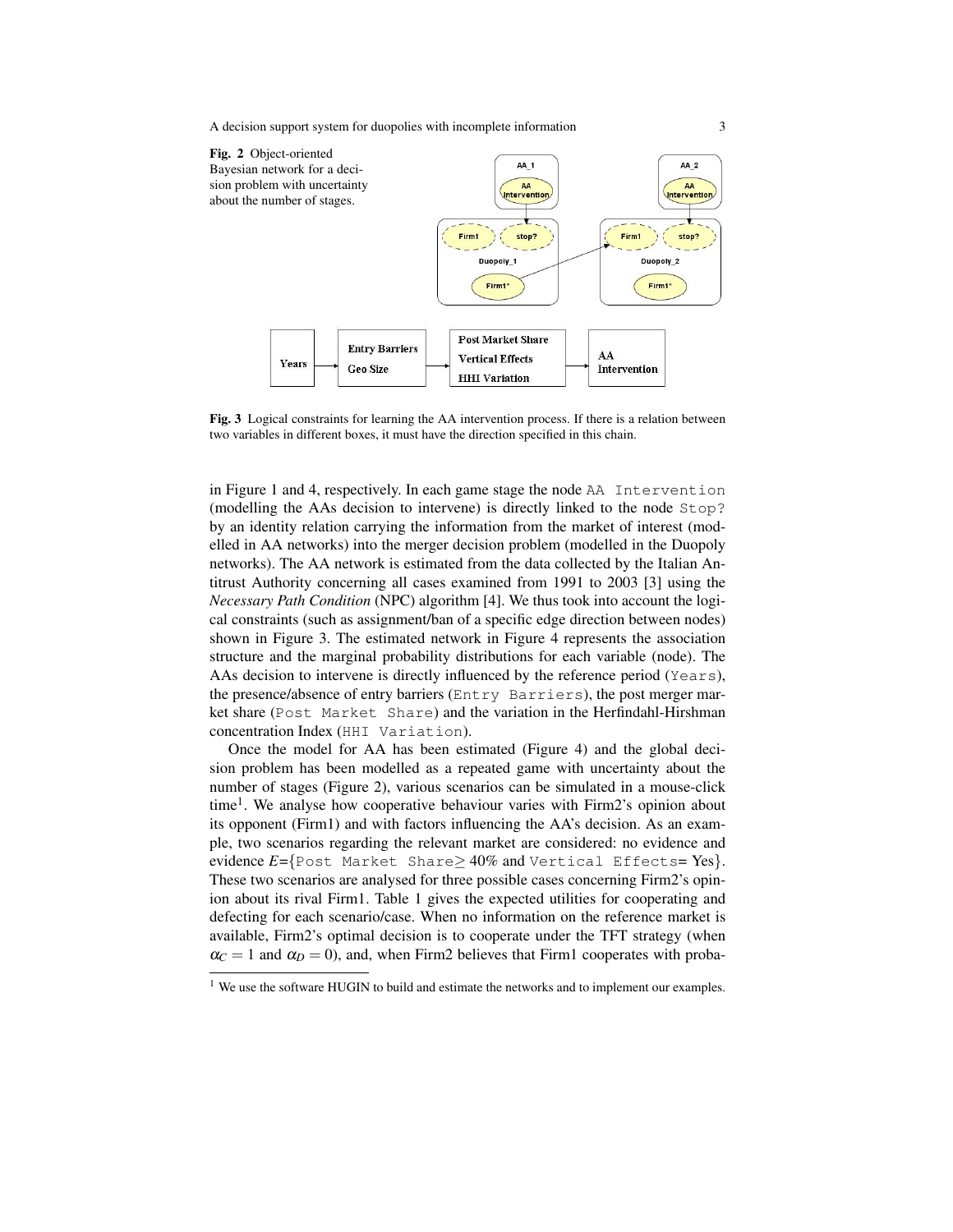**Fig. 2** Object-oriented Bayesian network for a decision problem with uncertainty about the number of stages.

**Fig. 3** Logical constraints for learning the AA intervention process. If there is a relation between two variables in different boxes, it must have the direction specified in this chain.

in Figure 1 and 4, respectively. In each game stage the node `AA Intervention` (modelling the AAs decision to intervene) is directly linked to the node `Stop?` by an identity relation carrying the information from the market of interest (modelled in AA networks) into the merger decision problem (modelled in the Duopoly networks). The AA network is estimated from the data collected by the Italian Antitrust Authority concerning all cases examined from 1991 to 2003 [3] using the *Necessary Path Condition* (NPC) algorithm [4]. We thus took into account the logical constraints (such as assignment/ban of a specific edge direction between nodes) shown in Figure 3. The estimated network in Figure 4 represents the association structure and the marginal probability distributions for each variable (node). The AAs decision to intervene is directly influenced by the reference period (`Years`), the presence/absence of entry barriers (`Entry Barriers`), the post merger market share (`Post Market Share`) and the variation in the Herfindahl-Hirshman concentration Index (`HHI Variation`).

Once the model for AA has been estimated (Figure 4) and the global decision problem has been modelled as a repeated game with uncertainty about the number of stages (Figure 2), various scenarios can be simulated in a mouse-click time[1]. We analyse how cooperative behaviour varies with Firm2's opinion about its opponent (Firm1) and with factors influencing the AA's decision. As an example, two scenarios regarding the relevant market are considered: no evidence and evidence $E$={`Post Market Share`$\geq$ 40% and `Vertical Effects`= Yes}. These two scenarios are analysed for three possible cases concerning Firm2's opinion about its rival Firm1. Table 1 gives the expected utilities for cooperating and defecting for each scenario/case. When no information on the reference market is available, Firm2's optimal decision is to cooperate under the TFT strategy (when $\alpha_C = 1$ and $\alpha_D = 0$), and, when Firm2 believes that Firm1 cooperates with proba-

[1] We use the software HUGIN to build and estimate the networks and to implement our examples.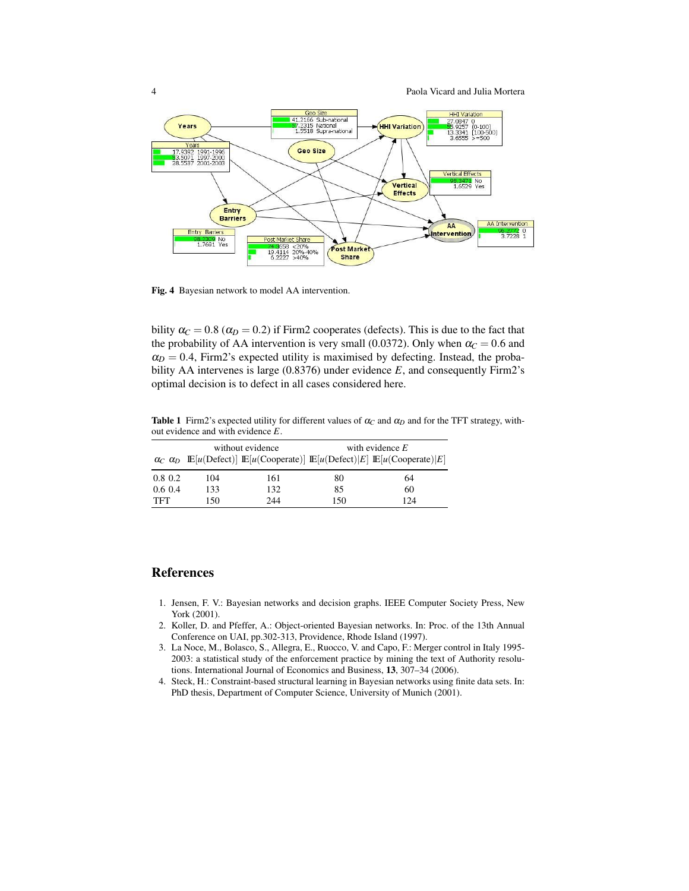Years

Geo Size
41.2166 Sub-national
57.2315 National
1.5518 Supra-national

HHI Variation

HHI Variation
27.0847 0
55.9257 (0-100]
13.3341 (100-500]
3.6555 >=500

Years
17.9392 1991-1996
53.5071 1997-2000
28.5537 2001-2003

Geo Size

Vertical Effects
98.3471 No
1.6529 Yes

Vertical Effects

Entry Barriers

Entry Barriers
98.2309 No
1.7691 Yes

Post Market Share
74.3658 <20%
19.4114 20%-40%
6.2227 >40%

Post Market Share

AA Intervention

AA Intervention
96.2772 0
3.7228 1

**Fig. 4** Bayesian network to model AA intervention.

bility $\alpha_C = 0.8$ ($\alpha_D = 0.2$) if Firm2 cooperates (defects). This is due to the fact that the probability of AA intervention is very small (0.0372). Only when $\alpha_C = 0.6$ and $\alpha_D = 0.4$, Firm2's expected utility is maximised by defecting. Instead, the probability AA intervenes is large (0.8376) under evidence $E$, and consequently Firm2's optimal decision is to defect in all cases considered here.

**Table 1** Firm2's expected utility for different values of $\alpha_C$ and $\alpha_D$ and for the TFT strategy, without evidence and with evidence $E$.

| | without evidence | | with evidence $E$ | |
|---|---|---|---|---|
| $\alpha_C$ $\alpha_D$ | $\mathbb{E}[u(\text{Defect})]$ | $\mathbb{E}[u(\text{Cooperate})]$ | $\mathbb{E}[u(\text{Defect})\|E]$ | $\mathbb{E}[u(\text{Cooperate})\|E]$ |
| 0.8 0.2 | 104 | 161 | 80 | 64 |
| 0.6 0.4 | 133 | 132 | 85 | 60 |
| TFT | 150 | 244 | 150 | 124 |

## References

1. Jensen, F. V.: Bayesian networks and decision graphs. IEEE Computer Society Press, New York (2001).
2. Koller, D. and Pfeffer, A.: Object-oriented Bayesian networks. In: Proc. of the 13th Annual Conference on UAI, pp.302-313, Providence, Rhode Island (1997).
3. La Noce, M., Bolasco, S., Allegra, E., Ruocco, V. and Capo, F.: Merger control in Italy 1995-2003: a statistical study of the enforcement practice by mining the text of Authority resolutions. International Journal of Economics and Business, **13**, 307–34 (2006).
4. Steck, H.: Constraint-based structural learning in Bayesian networks using finite data sets. In: PhD thesis, Department of Computer Science, University of Munich (2001).